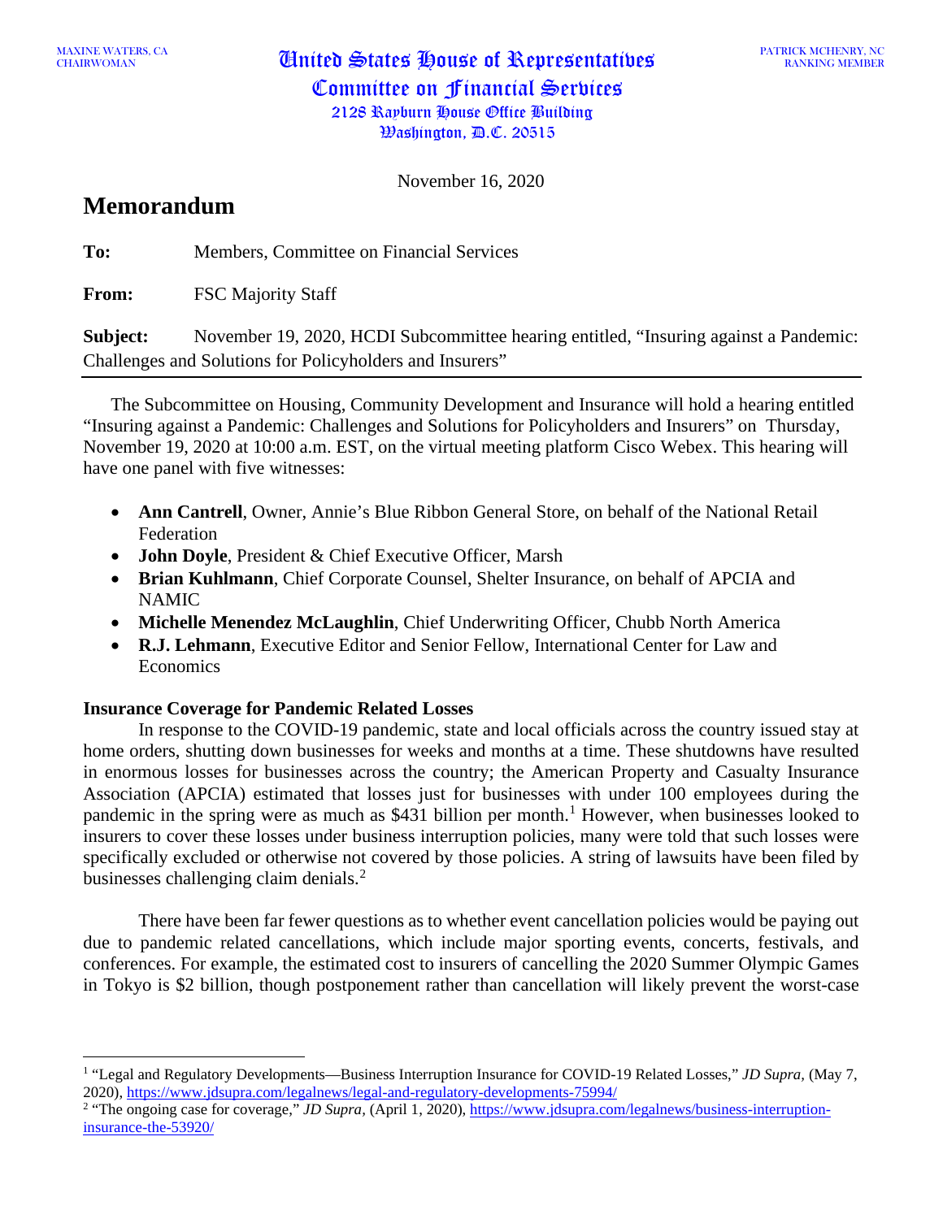MAXINE WATERS, CA
CHAIRWOMAN

United States House of Representatives
Committee on Financial Services
2128 Rayburn House Office Building
Washington, D.C. 20515

PATRICK MCHENRY, NC
RANKING MEMBER

November 16, 2020

# Memorandum

**To:** Members, Committee on Financial Services

**From:** FSC Majority Staff

**Subject:** November 19, 2020, HCDI Subcommittee hearing entitled, "Insuring against a Pandemic: Challenges and Solutions for Policyholders and Insurers"

---

The Subcommittee on Housing, Community Development and Insurance will hold a hearing entitled "Insuring against a Pandemic: Challenges and Solutions for Policyholders and Insurers" on Thursday, November 19, 2020 at 10:00 a.m. EST, on the virtual meeting platform Cisco Webex. This hearing will have one panel with five witnesses:

- **Ann Cantrell**, Owner, Annie's Blue Ribbon General Store, on behalf of the National Retail Federation
- **John Doyle**, President & Chief Executive Officer, Marsh
- **Brian Kuhlmann**, Chief Corporate Counsel, Shelter Insurance, on behalf of APCIA and NAMIC
- **Michelle Menendez McLaughlin**, Chief Underwriting Officer, Chubb North America
- **R.J. Lehmann**, Executive Editor and Senior Fellow, International Center for Law and Economics

**Insurance Coverage for Pandemic Related Losses**

In response to the COVID-19 pandemic, state and local officials across the country issued stay at home orders, shutting down businesses for weeks and months at a time. These shutdowns have resulted in enormous losses for businesses across the country; the American Property and Casualty Insurance Association (APCIA) estimated that losses just for businesses with under 100 employees during the pandemic in the spring were as much as $431 billion per month.[1] However, when businesses looked to insurers to cover these losses under business interruption policies, many were told that such losses were specifically excluded or otherwise not covered by those policies. A string of lawsuits have been filed by businesses challenging claim denials.[2]

There have been far fewer questions as to whether event cancellation policies would be paying out due to pandemic related cancellations, which include major sporting events, concerts, festivals, and conferences. For example, the estimated cost to insurers of cancelling the 2020 Summer Olympic Games in Tokyo is $2 billion, though postponement rather than cancellation will likely prevent the worst-case

---

[1] "Legal and Regulatory Developments—Business Interruption Insurance for COVID-19 Related Losses," *JD Supra,* (May 7, 2020), https://www.jdsupra.com/legalnews/legal-and-regulatory-developments-75994/

[2] "The ongoing case for coverage," *JD Supra,* (April 1, 2020), https://www.jdsupra.com/legalnews/business-interruption-insurance-the-53920/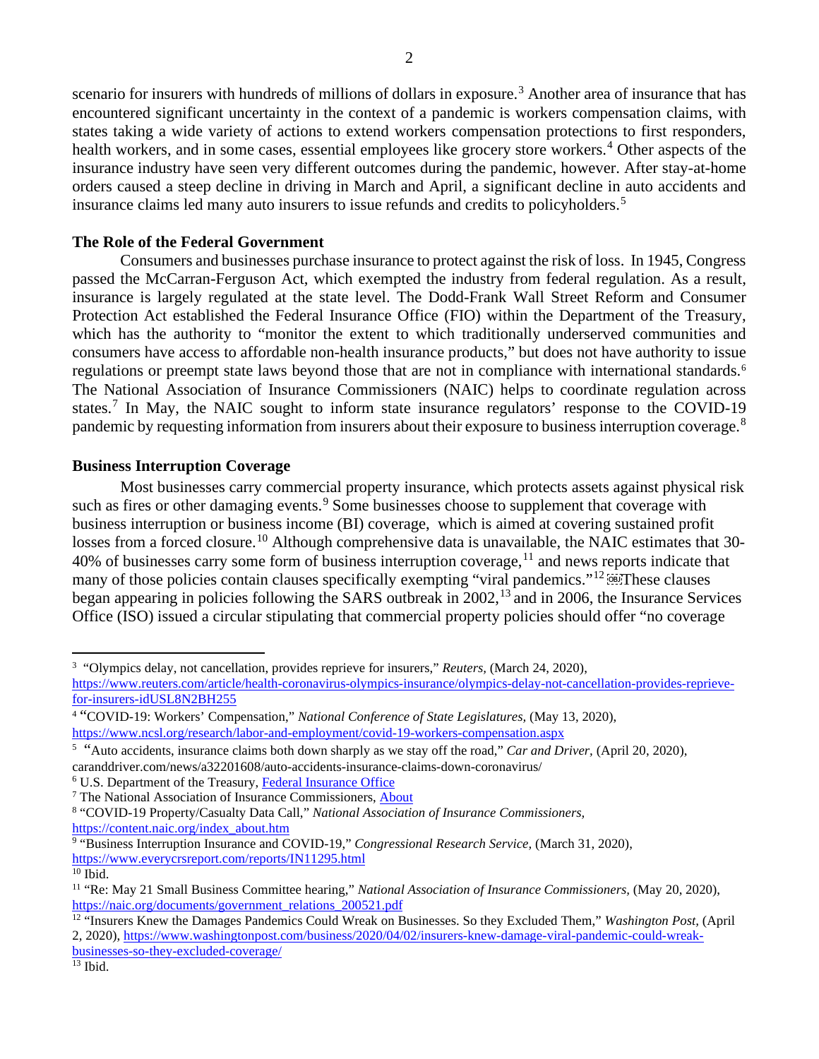scenario for insurers with hundreds of millions of dollars in exposure.[3] Another area of insurance that has encountered significant uncertainty in the context of a pandemic is workers compensation claims, with states taking a wide variety of actions to extend workers compensation protections to first responders, health workers, and in some cases, essential employees like grocery store workers.[4] Other aspects of the insurance industry have seen very different outcomes during the pandemic, however. After stay-at-home orders caused a steep decline in driving in March and April, a significant decline in auto accidents and insurance claims led many auto insurers to issue refunds and credits to policyholders.[5]

**The Role of the Federal Government**

Consumers and businesses purchase insurance to protect against the risk of loss. In 1945, Congress passed the McCarran-Ferguson Act, which exempted the industry from federal regulation. As a result, insurance is largely regulated at the state level. The Dodd-Frank Wall Street Reform and Consumer Protection Act established the Federal Insurance Office (FIO) within the Department of the Treasury, which has the authority to "monitor the extent to which traditionally underserved communities and consumers have access to affordable non-health insurance products," but does not have authority to issue regulations or preempt state laws beyond those that are not in compliance with international standards.[6] The National Association of Insurance Commissioners (NAIC) helps to coordinate regulation across states.[7] In May, the NAIC sought to inform state insurance regulators' response to the COVID-19 pandemic by requesting information from insurers about their exposure to business interruption coverage.[8]

**Business Interruption Coverage**

Most businesses carry commercial property insurance, which protects assets against physical risk such as fires or other damaging events.[9] Some businesses choose to supplement that coverage with business interruption or business income (BI) coverage, which is aimed at covering sustained profit losses from a forced closure.[10] Although comprehensive data is unavailable, the NAIC estimates that 30-40% of businesses carry some form of business interruption coverage,[11] and news reports indicate that many of those policies contain clauses specifically exempting "viral pandemics."[12] These clauses began appearing in policies following the SARS outbreak in 2002,[13] and in 2006, the Insurance Services Office (ISO) issued a circular stipulating that commercial property policies should offer "no coverage

---

[3] "Olympics delay, not cancellation, provides reprieve for insurers," *Reuters,* (March 24, 2020), https://www.reuters.com/article/health-coronavirus-olympics-insurance/olympics-delay-not-cancellation-provides-reprieve-for-insurers-idUSL8N2BH255

[4] "COVID-19: Workers' Compensation," *National Conference of State Legislatures,* (May 13, 2020), https://www.ncsl.org/research/labor-and-employment/covid-19-workers-compensation.aspx

[5] "Auto accidents, insurance claims both down sharply as we stay off the road," *Car and Driver,* (April 20, 2020), caranddriver.com/news/a32201608/auto-accidents-insurance-claims-down-coronavirus/

[6] U.S. Department of the Treasury, Federal Insurance Office

[7] The National Association of Insurance Commissioners, About

[8] "COVID-19 Property/Casualty Data Call," *National Association of Insurance Commissioners,* https://content.naic.org/index_about.htm

[9] "Business Interruption Insurance and COVID-19," *Congressional Research Service,* (March 31, 2020), https://www.everycrsreport.com/reports/IN11295.html

[10] Ibid.

[11] "Re: May 21 Small Business Committee hearing," *National Association of Insurance Commissioners,* (May 20, 2020), https://naic.org/documents/government_relations_200521.pdf

[12] "Insurers Knew the Damages Pandemics Could Wreak on Businesses. So they Excluded Them," *Washington Post,* (April 2, 2020), https://www.washingtonpost.com/business/2020/04/02/insurers-knew-damage-viral-pandemic-could-wreak-businesses-so-they-excluded-coverage/

[13] Ibid.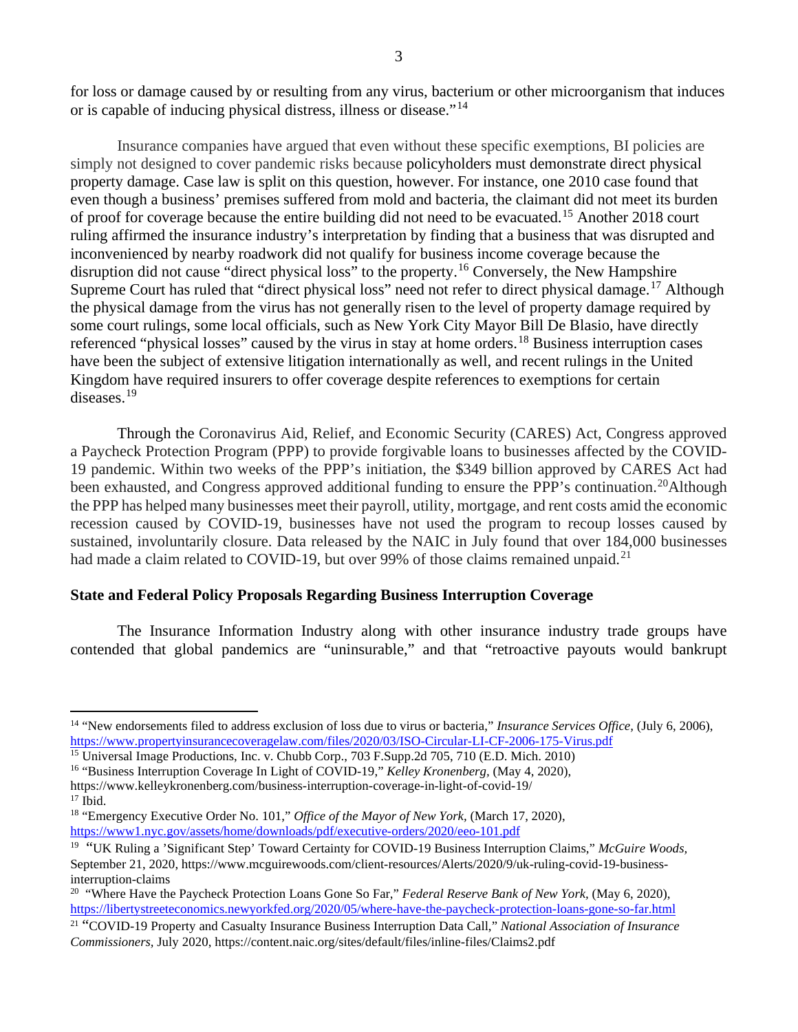for loss or damage caused by or resulting from any virus, bacterium or other microorganism that induces or is capable of inducing physical distress, illness or disease."[14]

Insurance companies have argued that even without these specific exemptions, BI policies are simply not designed to cover pandemic risks because policyholders must demonstrate direct physical property damage. Case law is split on this question, however. For instance, one 2010 case found that even though a business' premises suffered from mold and bacteria, the claimant did not meet its burden of proof for coverage because the entire building did not need to be evacuated.[15] Another 2018 court ruling affirmed the insurance industry's interpretation by finding that a business that was disrupted and inconvenienced by nearby roadwork did not qualify for business income coverage because the disruption did not cause "direct physical loss" to the property.[16] Conversely, the New Hampshire Supreme Court has ruled that "direct physical loss" need not refer to direct physical damage.[17] Although the physical damage from the virus has not generally risen to the level of property damage required by some court rulings, some local officials, such as New York City Mayor Bill De Blasio, have directly referenced "physical losses" caused by the virus in stay at home orders.[18] Business interruption cases have been the subject of extensive litigation internationally as well, and recent rulings in the United Kingdom have required insurers to offer coverage despite references to exemptions for certain diseases.[19]

Through the Coronavirus Aid, Relief, and Economic Security (CARES) Act, Congress approved a Paycheck Protection Program (PPP) to provide forgivable loans to businesses affected by the COVID-19 pandemic. Within two weeks of the PPP's initiation, the $349 billion approved by CARES Act had been exhausted, and Congress approved additional funding to ensure the PPP's continuation.[20]Although the PPP has helped many businesses meet their payroll, utility, mortgage, and rent costs amid the economic recession caused by COVID-19, businesses have not used the program to recoup losses caused by sustained, involuntarily closure. Data released by the NAIC in July found that over 184,000 businesses had made a claim related to COVID-19, but over 99% of those claims remained unpaid.[21]

**State and Federal Policy Proposals Regarding Business Interruption Coverage**

The Insurance Information Industry along with other insurance industry trade groups have contended that global pandemics are "uninsurable," and that "retroactive payouts would bankrupt

---

[14] "New endorsements filed to address exclusion of loss due to virus or bacteria," *Insurance Services Office,* (July 6, 2006), https://www.propertyinsurancecoveragelaw.com/files/2020/03/ISO-Circular-LI-CF-2006-175-Virus.pdf

[15] Universal Image Productions, Inc. v. Chubb Corp., 703 F.Supp.2d 705, 710 (E.D. Mich. 2010)

[16] "Business Interruption Coverage In Light of COVID-19," *Kelley Kronenberg,* (May 4, 2020), https://www.kelleykronenberg.com/business-interruption-coverage-in-light-of-covid-19/

[17] Ibid.

[18] "Emergency Executive Order No. 101," *Office of the Mayor of New York,* (March 17, 2020), https://www1.nyc.gov/assets/home/downloads/pdf/executive-orders/2020/eeo-101.pdf

[19] "UK Ruling a 'Significant Step' Toward Certainty for COVID-19 Business Interruption Claims," *McGuire Woods,* September 21, 2020, https://www.mcguirewoods.com/client-resources/Alerts/2020/9/uk-ruling-covid-19-business-interruption-claims

[20] "Where Have the Paycheck Protection Loans Gone So Far," *Federal Reserve Bank of New York,* (May 6, 2020), https://libertystreeteconomics.newyorkfed.org/2020/05/where-have-the-paycheck-protection-loans-gone-so-far.html

[21] "COVID-19 Property and Casualty Insurance Business Interruption Data Call," *National Association of Insurance Commissioners,* July 2020, https://content.naic.org/sites/default/files/inline-files/Claims2.pdf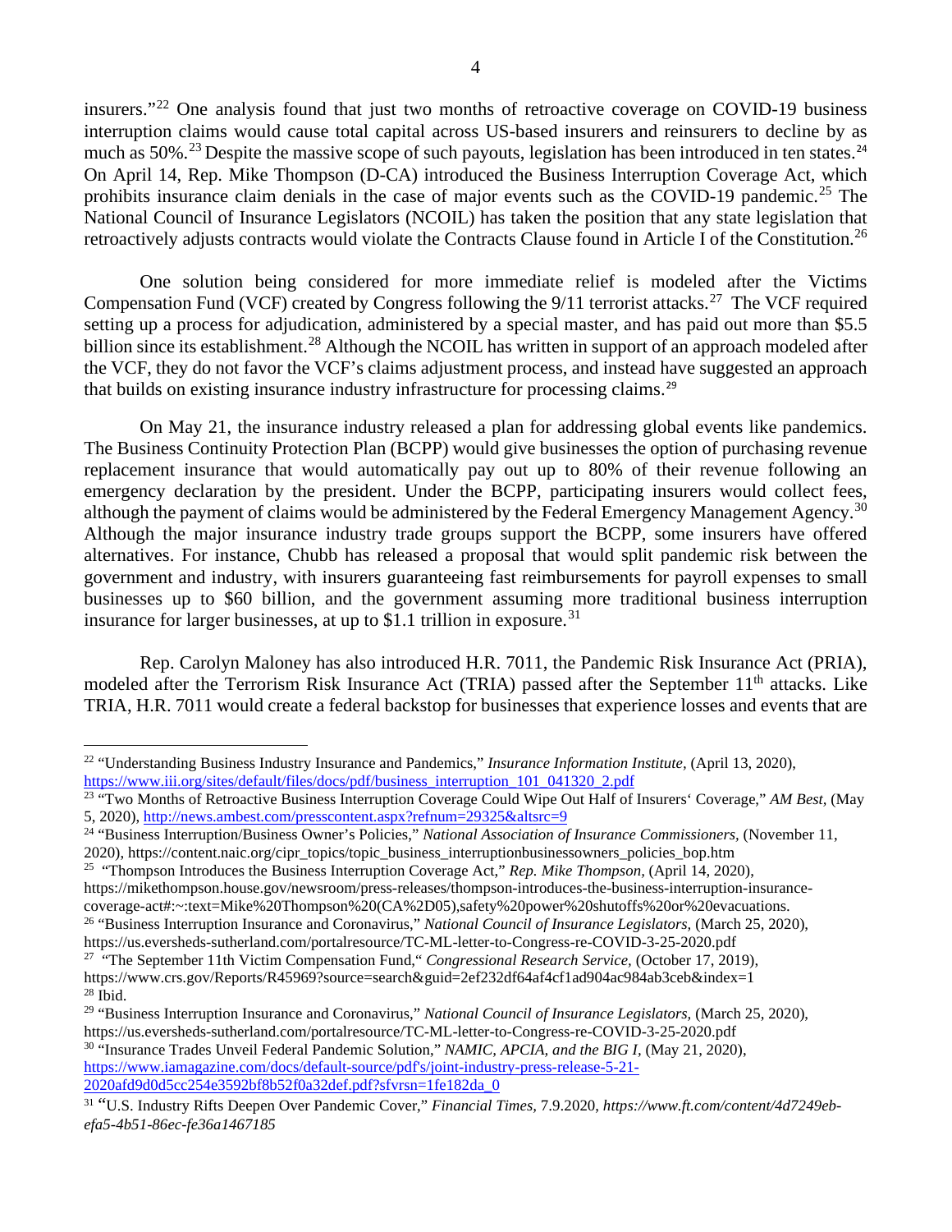insurers."[22] One analysis found that just two months of retroactive coverage on COVID-19 business interruption claims would cause total capital across US-based insurers and reinsurers to decline by as much as 50%.[23] Despite the massive scope of such payouts, legislation has been introduced in ten states.[24] On April 14, Rep. Mike Thompson (D-CA) introduced the Business Interruption Coverage Act, which prohibits insurance claim denials in the case of major events such as the COVID-19 pandemic.[25] The National Council of Insurance Legislators (NCOIL) has taken the position that any state legislation that retroactively adjusts contracts would violate the Contracts Clause found in Article I of the Constitution.[26]

One solution being considered for more immediate relief is modeled after the Victims Compensation Fund (VCF) created by Congress following the 9/11 terrorist attacks.[27] The VCF required setting up a process for adjudication, administered by a special master, and has paid out more than $5.5 billion since its establishment.[28] Although the NCOIL has written in support of an approach modeled after the VCF, they do not favor the VCF's claims adjustment process, and instead have suggested an approach that builds on existing insurance industry infrastructure for processing claims.[29]

On May 21, the insurance industry released a plan for addressing global events like pandemics. The Business Continuity Protection Plan (BCPP) would give businesses the option of purchasing revenue replacement insurance that would automatically pay out up to 80% of their revenue following an emergency declaration by the president. Under the BCPP, participating insurers would collect fees, although the payment of claims would be administered by the Federal Emergency Management Agency.[30] Although the major insurance industry trade groups support the BCPP, some insurers have offered alternatives. For instance, Chubb has released a proposal that would split pandemic risk between the government and industry, with insurers guaranteeing fast reimbursements for payroll expenses to small businesses up to $60 billion, and the government assuming more traditional business interruption insurance for larger businesses, at up to $1.1 trillion in exposure.[31]

Rep. Carolyn Maloney has also introduced H.R. 7011, the Pandemic Risk Insurance Act (PRIA), modeled after the Terrorism Risk Insurance Act (TRIA) passed after the September 11th attacks. Like TRIA, H.R. 7011 would create a federal backstop for businesses that experience losses and events that are

---

[22] "Understanding Business Industry Insurance and Pandemics," *Insurance Information Institute*, (April 13, 2020), https://www.iii.org/sites/default/files/docs/pdf/business_interruption_101_041320_2.pdf

[23] "Two Months of Retroactive Business Interruption Coverage Could Wipe Out Half of Insurers' Coverage," *AM Best*, (May 5, 2020), http://news.ambest.com/presscontent.aspx?refnum=29325&altsrc=9

[24] "Business Interruption/Business Owner's Policies," *National Association of Insurance Commissioners*, (November 11, 2020), https://content.naic.org/cipr_topics/topic_business_interruptionbusinessowners_policies_bop.htm

[25] "Thompson Introduces the Business Interruption Coverage Act," *Rep. Mike Thompson*, (April 14, 2020), https://mikethompson.house.gov/newsroom/press-releases/thompson-introduces-the-business-interruption-insurance-coverage-act#:~:text=Mike%20Thompson%20(CA%2D05),safety%20power%20shutoffs%20or%20evacuations.

[26] "Business Interruption Insurance and Coronavirus," *National Council of Insurance Legislators*, (March 25, 2020), https://us.eversheds-sutherland.com/portalresource/TC-ML-letter-to-Congress-re-COVID-3-25-2020.pdf

[27] "The September 11th Victim Compensation Fund," *Congressional Research Service*, (October 17, 2019), https://www.crs.gov/Reports/R45969?source=search&guid=2ef232df64af4cf1ad904ac984ab3ceb&index=1

[28] Ibid.

[29] "Business Interruption Insurance and Coronavirus," *National Council of Insurance Legislators*, (March 25, 2020), https://us.eversheds-sutherland.com/portalresource/TC-ML-letter-to-Congress-re-COVID-3-25-2020.pdf

[30] "Insurance Trades Unveil Federal Pandemic Solution," *NAMIC, APCIA, and the BIG I*, (May 21, 2020), https://www.iamagazine.com/docs/default-source/pdf's/joint-industry-press-release-5-21-2020afd9d0d5cc254e3592bf8b52f0a32def.pdf?sfvrsn=1fe182da_0

[31] "U.S. Industry Rifts Deepen Over Pandemic Cover," *Financial Times*, 7.9.2020, *https://www.ft.com/content/4d7249eb-efa5-4b51-86ec-fe36a1467185*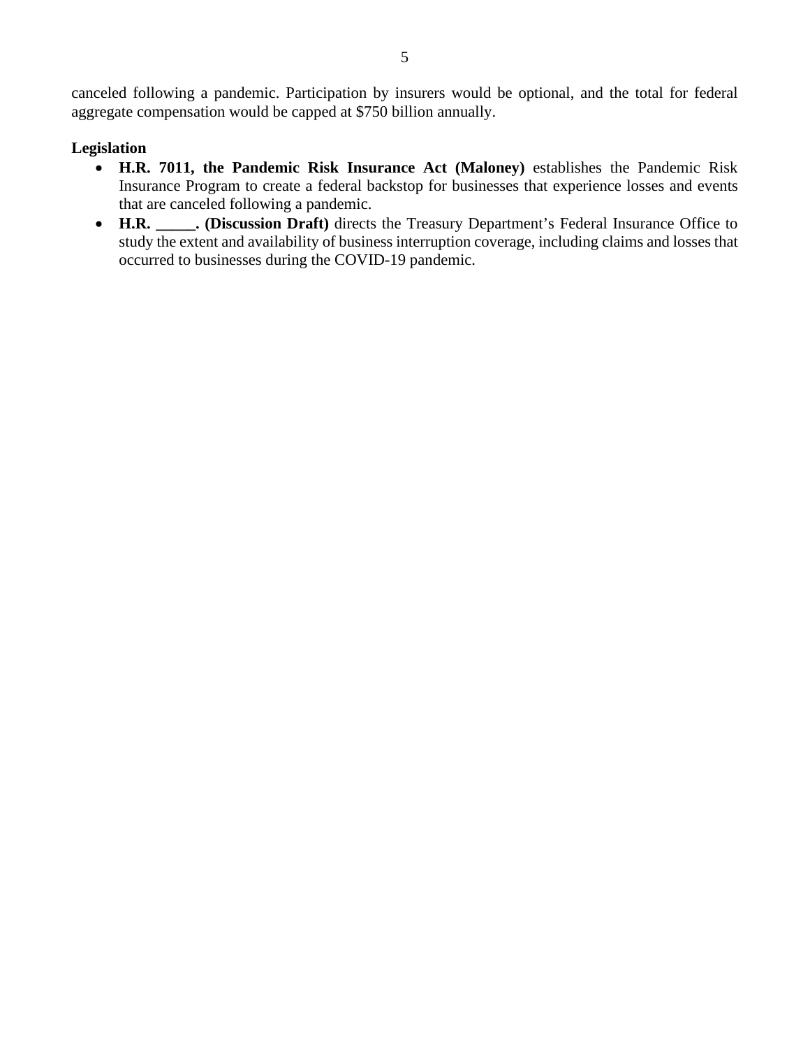canceled following a pandemic. Participation by insurers would be optional, and the total for federal aggregate compensation would be capped at $750 billion annually.

**Legislation**

- **H.R. 7011, the Pandemic Risk Insurance Act (Maloney)** establishes the Pandemic Risk Insurance Program to create a federal backstop for businesses that experience losses and events that are canceled following a pandemic.
- **H.R. _____. (Discussion Draft)** directs the Treasury Department's Federal Insurance Office to study the extent and availability of business interruption coverage, including claims and losses that occurred to businesses during the COVID-19 pandemic.